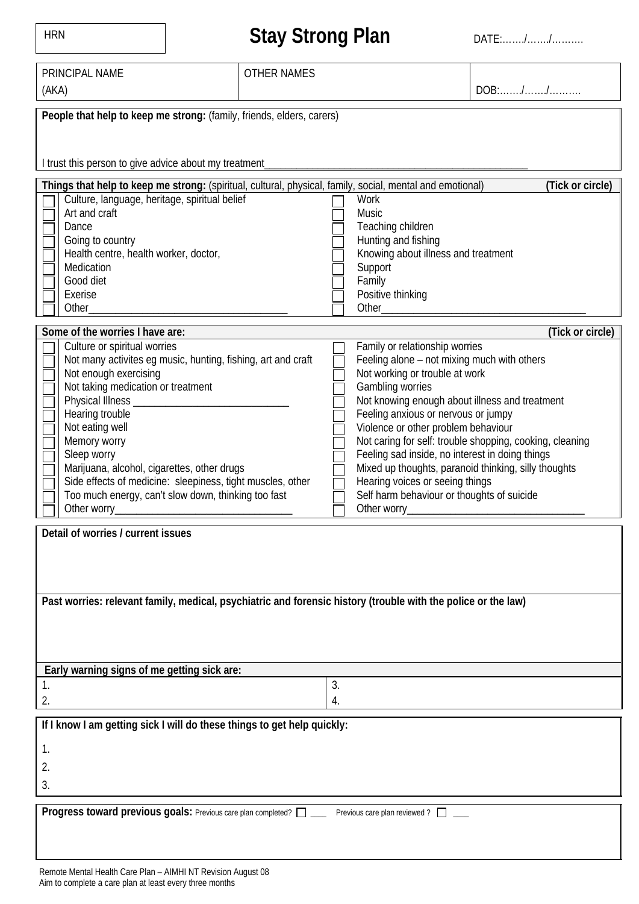HRN

# Stay Strong Plan

DATE:……/……/……….

| PRINCIPAL NAME (AKA) | OTHER NAMES | DOB:……/……/………. |
|---|---|---|

**People that help to keep me strong:** (family, friends, elders, carers)

I trust this person to give advice about my treatment_______________________________________________

**Things that help to keep me strong:** (spiritual, cultural, physical, family, social, mental and emotional) **(Tick or circle)**

- [ ] Culture, language, heritage, spiritual belief
- [ ] Art and craft
- [ ] Dance
- [ ] Going to country
- [ ] Health centre, health worker, doctor,
- [ ] Medication
- [ ] Good diet
- [ ] Exerise
- [ ] Other_____________________________________
- [ ] Work
- [ ] Music
- [ ] Teaching children
- [ ] Hunting and fishing
- [ ] Knowing about illness and treatment
- [ ] Support
- [ ] Family
- [ ] Positive thinking
- [ ] Other_____________________________________

**Some of the worries I have are:** **(Tick or circle)**

- [ ] Culture or spiritual worries
- [ ] Not many activites eg music, hunting, fishing, art and craft
- [ ] Not enough exercising
- [ ] Not taking medication or treatment
- [ ] Physical Illness _____________________________
- [ ] Hearing trouble
- [ ] Not eating well
- [ ] Memory worry
- [ ] Sleep worry
- [ ] Marijuana, alcohol, cigarettes, other drugs
- [ ] Side effects of medicine: sleepiness, tight muscles, other
- [ ] Too much energy, can't slow down, thinking too fast
- [ ] Other worry_________________________________
- [ ] Family or relationship worries
- [ ] Feeling alone – not mixing much with others
- [ ] Not working or trouble at work
- [ ] Gambling worries
- [ ] Not knowing enough about illness and treatment
- [ ] Feeling anxious or nervous or jumpy
- [ ] Violence or other problem behaviour
- [ ] Not caring for self: trouble shopping, cooking, cleaning
- [ ] Feeling sad inside, no interest in doing things
- [ ] Mixed up thoughts, paranoid thinking, silly thoughts
- [ ] Hearing voices or seeing things
- [ ] Self harm behaviour or thoughts of suicide
- [ ] Other worry_________________________________

**Detail of worries / current issues**

**Past worries: relevant family, medical, psychiatric and forensic history (trouble with the police or the law)**

**Early warning signs of me getting sick are:**

| | |
|---|---|
| 1. | 3. |
| 2. | 4. |

**If I know I am getting sick I will do these things to get help quickly:**

1.
2.
3.

**Progress toward previous goals:** Previous care plan completed? ☐ ____ Previous care plan reviewed ? ☐ ____

Remote Mental Health Care Plan – AIMHI NT Revision August 08
Aim to complete a care plan at least every three months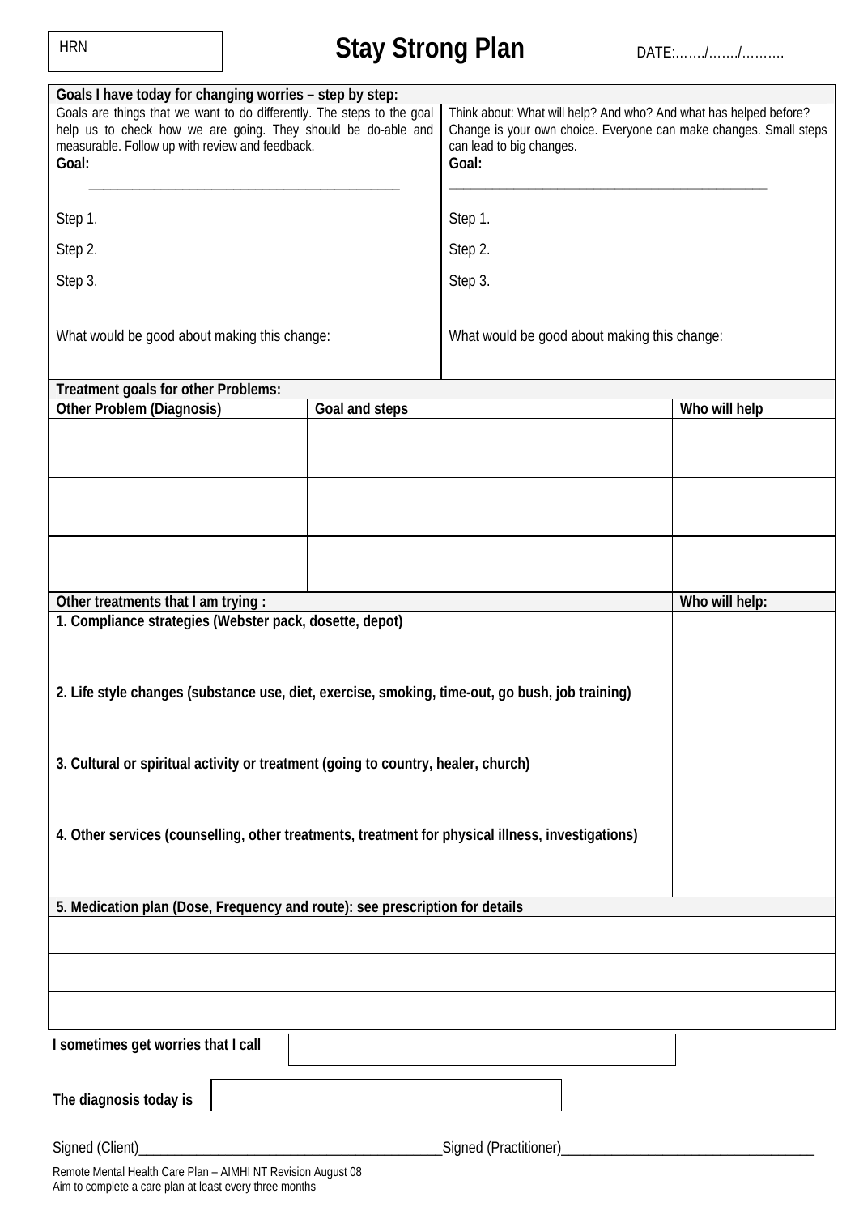HRN

# Stay Strong Plan

DATE:……/……/……….

| Goals I have today for changing worries – step by step: | |
|---|---|
| Goals are things that we want to do differently. The steps to the goal help us to check how we are going. They should be do-able and measurable. Follow up with review and feedback.<br>**Goal:** ________________________________________<br><br>Step 1.<br>Step 2.<br>Step 3.<br><br>What would be good about making this change: | Think about: What will help? And who? And what has helped before? Change is your own choice. Everyone can make changes. Small steps can lead to big changes.<br>**Goal:** ________________________________________<br><br>Step 1.<br>Step 2.<br>Step 3.<br><br>What would be good about making this change: |

**Treatment goals for other Problems:**

| Other Problem (Diagnosis) | Goal and steps | Who will help |
|---|---|---|
| | | |
| | | |
| | | |

| Other treatments that I am trying : | Who will help: |
|---|---|
| **1. Compliance strategies (Webster pack, dosette, depot)** | |
| **2. Life style changes (substance use, diet, exercise, smoking, time-out, go bush, job training)** | |
| **3. Cultural or spiritual activity or treatment (going to country, healer, church)** | |
| **4. Other services (counselling, other treatments, treatment for physical illness, investigations)** | |

| 5. Medication plan (Dose, Frequency and route): see prescription for details |
|---|
| |
| |
| |

**I sometimes get worries that I call** ______________________

**The diagnosis today is** ______________________

Signed (Client)________________________________________Signed (Practitioner)___________________________________

Remote Mental Health Care Plan – AIMHI NT Revision August 08
Aim to complete a care plan at least every three months